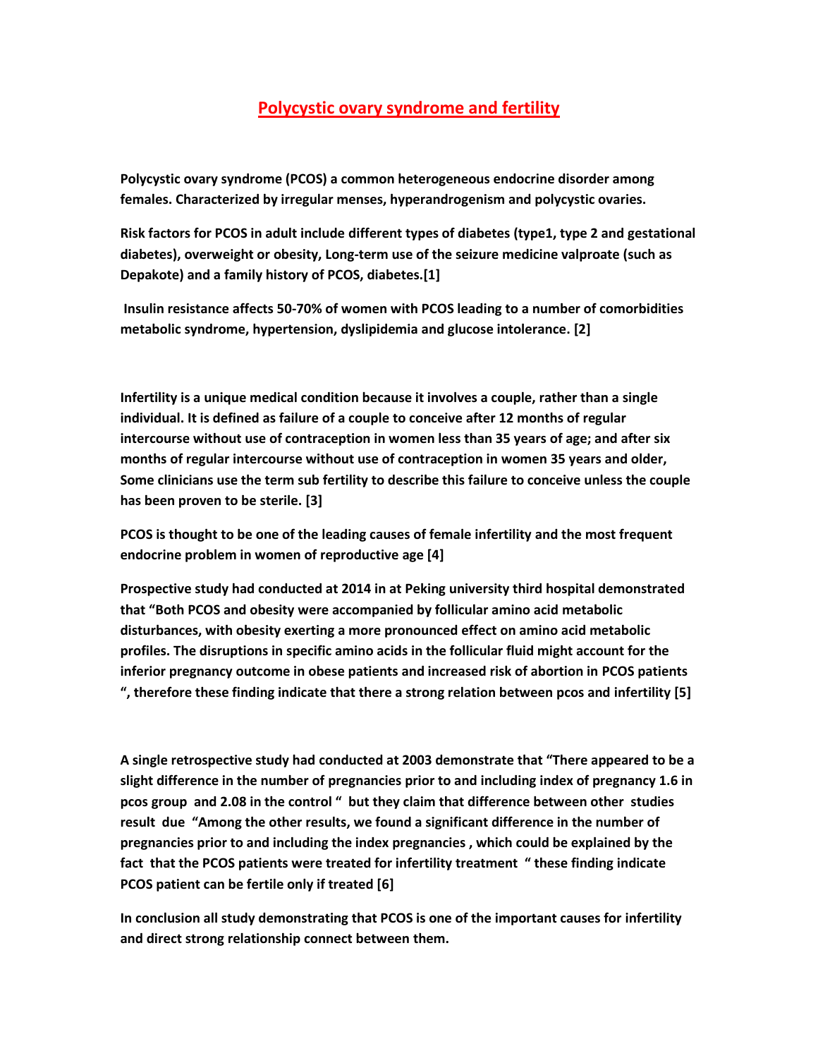# Polycystic ovary syndrome and fertility

**Polycystic ovary syndrome (PCOS) a common heterogeneous endocrine disorder among females. Characterized by irregular menses, hyperandrogenism and polycystic ovaries.**

**Risk factors for PCOS in adult include different types of diabetes (type1, type 2 and gestational diabetes), overweight or obesity, Long-term use of the seizure medicine valproate (such as Depakote) and a family history of PCOS, diabetes.[1]**

**Insulin resistance affects 50-70% of women with PCOS leading to a number of comorbidities metabolic syndrome, hypertension, dyslipidemia and glucose intolerance. [2]**

**Infertility is a unique medical condition because it involves a couple, rather than a single individual. It is defined as failure of a couple to conceive after 12 months of regular intercourse without use of contraception in women less than 35 years of age; and after six months of regular intercourse without use of contraception in women 35 years and older, Some clinicians use the term sub fertility to describe this failure to conceive unless the couple has been proven to be sterile. [3]**

**PCOS is thought to be one of the leading causes of female infertility and the most frequent endocrine problem in women of reproductive age [4]**

**Prospective study had conducted at 2014 in at Peking university third hospital demonstrated that "Both PCOS and obesity were accompanied by follicular amino acid metabolic disturbances, with obesity exerting a more pronounced effect on amino acid metabolic profiles. The disruptions in specific amino acids in the follicular fluid might account for the inferior pregnancy outcome in obese patients and increased risk of abortion in PCOS patients ", therefore these finding indicate that there a strong relation between pcos and infertility [5]**

**A single retrospective study had conducted at 2003 demonstrate that "There appeared to be a slight difference in the number of pregnancies prior to and including index of pregnancy 1.6 in pcos group and 2.08 in the control " but they claim that difference between other studies result due "Among the other results, we found a significant difference in the number of pregnancies prior to and including the index pregnancies , which could be explained by the fact that the PCOS patients were treated for infertility treatment " these finding indicate PCOS patient can be fertile only if treated [6]**

**In conclusion all study demonstrating that PCOS is one of the important causes for infertility and direct strong relationship connect between them.**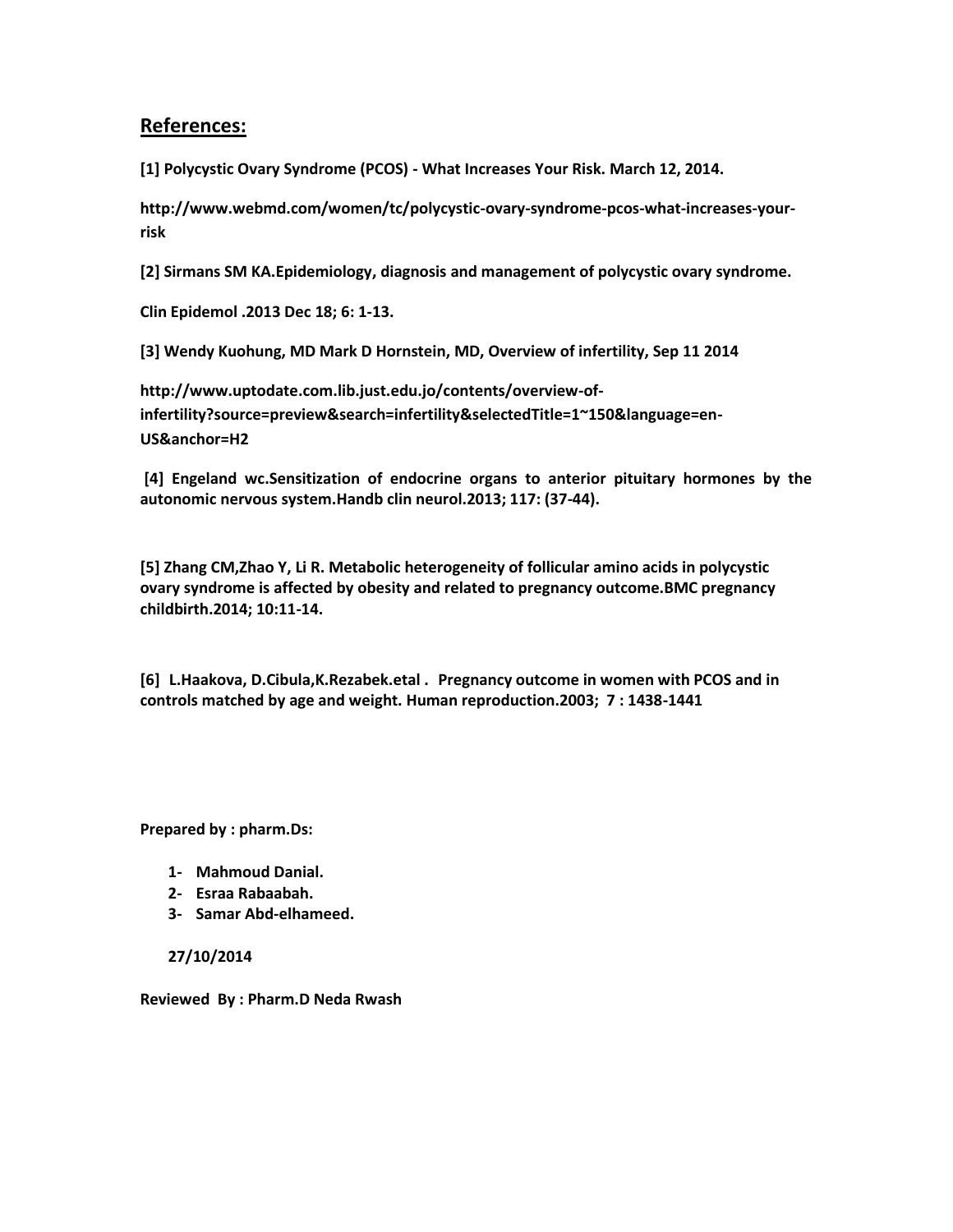## References:

**[1] Polycystic Ovary Syndrome (PCOS) - What Increases Your Risk. March 12, 2014.**

**http://www.webmd.com/women/tc/polycystic-ovary-syndrome-pcos-what-increases-your-risk**

**[2] Sirmans SM KA.Epidemiology, diagnosis and management of polycystic ovary syndrome.**

**Clin Epidemol .2013 Dec 18; 6: 1-13.**

**[3] Wendy Kuohung, MD Mark D Hornstein, MD, Overview of infertility, Sep 11 2014**

**http://www.uptodate.com.lib.just.edu.jo/contents/overview-of-infertility?source=preview&search=infertility&selectedTitle=1~150&language=en-US&anchor=H2**

**[4] Engeland wc.Sensitization of endocrine organs to anterior pituitary hormones by the autonomic nervous system.Handb clin neurol.2013; 117: (37-44).**

**[5] Zhang CM,Zhao Y, Li R. Metabolic heterogeneity of follicular amino acids in polycystic ovary syndrome is affected by obesity and related to pregnancy outcome.BMC pregnancy childbirth.2014; 10:11-14.**

**[6] L.Haakova, D.Cibula,K.Rezabek.etal . Pregnancy outcome in women with PCOS and in controls matched by age and weight. Human reproduction.2003; 7 : 1438-1441**

**Prepared by : pharm.Ds:**

1- **Mahmoud Danial.**
2- **Esraa Rabaabah.**
3- **Samar Abd-elhameed.**

**27/10/2014**

**Reviewed By : Pharm.D Neda Rwash**